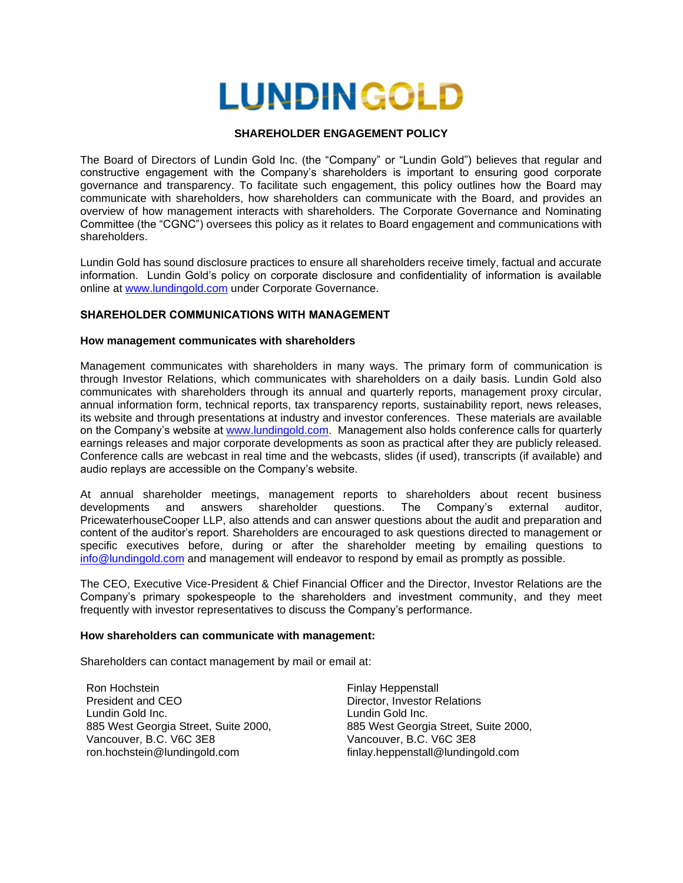# LUNDIN GOLD

## SHAREHOLDER ENGAGEMENT POLICY

The Board of Directors of Lundin Gold Inc. (the "Company" or "Lundin Gold") believes that regular and constructive engagement with the Company's shareholders is important to ensuring good corporate governance and transparency. To facilitate such engagement, this policy outlines how the Board may communicate with shareholders, how shareholders can communicate with the Board, and provides an overview of how management interacts with shareholders. The Corporate Governance and Nominating Committee (the "CGNC") oversees this policy as it relates to Board engagement and communications with shareholders.

Lundin Gold has sound disclosure practices to ensure all shareholders receive timely, factual and accurate information. Lundin Gold's policy on corporate disclosure and confidentiality of information is available online at [www.lundingold.com](http://www.lundingold.com) under Corporate Governance.

### SHAREHOLDER COMMUNICATIONS WITH MANAGEMENT

#### How management communicates with shareholders

Management communicates with shareholders in many ways. The primary form of communication is through Investor Relations, which communicates with shareholders on a daily basis. Lundin Gold also communicates with shareholders through its annual and quarterly reports, management proxy circular, annual information form, technical reports, tax transparency reports, sustainability report, news releases, its website and through presentations at industry and investor conferences. These materials are available on the Company's website at [www.lundingold.com](http://www.lundingold.com). Management also holds conference calls for quarterly earnings releases and major corporate developments as soon as practical after they are publicly released. Conference calls are webcast in real time and the webcasts, slides (if used), transcripts (if available) and audio replays are accessible on the Company's website.

At annual shareholder meetings, management reports to shareholders about recent business developments and answers shareholder questions. The Company's external auditor, PricewaterhouseCooper LLP, also attends and can answer questions about the audit and preparation and content of the auditor's report. Shareholders are encouraged to ask questions directed to management or specific executives before, during or after the shareholder meeting by emailing questions to [info@lundingold.com](mailto:info@lundingold.com) and management will endeavor to respond by email as promptly as possible.

The CEO, Executive Vice-President & Chief Financial Officer and the Director, Investor Relations are the Company's primary spokespeople to the shareholders and investment community, and they meet frequently with investor representatives to discuss the Company's performance.

#### How shareholders can communicate with management:

Shareholders can contact management by mail or email at:

Ron Hochstein
President and CEO
Lundin Gold Inc.
885 West Georgia Street, Suite 2000,
Vancouver, B.C. V6C 3E8
ron.hochstein@lundingold.com

Finlay Heppenstall
Director, Investor Relations
Lundin Gold Inc.
885 West Georgia Street, Suite 2000,
Vancouver, B.C. V6C 3E8
finlay.heppenstall@lundingold.com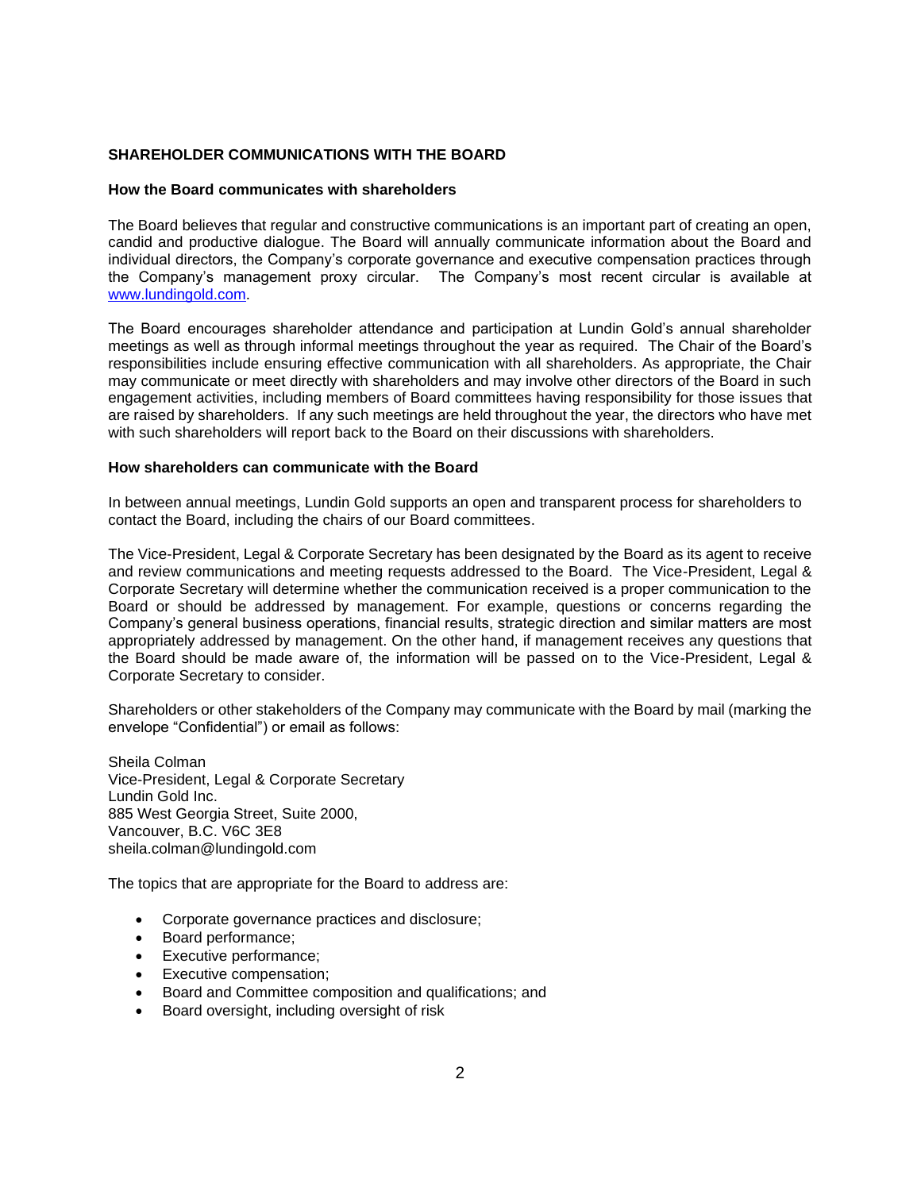## SHAREHOLDER COMMUNICATIONS WITH THE BOARD

### How the Board communicates with shareholders

The Board believes that regular and constructive communications is an important part of creating an open, candid and productive dialogue. The Board will annually communicate information about the Board and individual directors, the Company's corporate governance and executive compensation practices through the Company's management proxy circular. The Company's most recent circular is available at [www.lundingold.com](http://www.lundingold.com).

The Board encourages shareholder attendance and participation at Lundin Gold's annual shareholder meetings as well as through informal meetings throughout the year as required. The Chair of the Board's responsibilities include ensuring effective communication with all shareholders. As appropriate, the Chair may communicate or meet directly with shareholders and may involve other directors of the Board in such engagement activities, including members of Board committees having responsibility for those issues that are raised by shareholders. If any such meetings are held throughout the year, the directors who have met with such shareholders will report back to the Board on their discussions with shareholders.

### How shareholders can communicate with the Board

In between annual meetings, Lundin Gold supports an open and transparent process for shareholders to contact the Board, including the chairs of our Board committees.

The Vice-President, Legal & Corporate Secretary has been designated by the Board as its agent to receive and review communications and meeting requests addressed to the Board. The Vice-President, Legal & Corporate Secretary will determine whether the communication received is a proper communication to the Board or should be addressed by management. For example, questions or concerns regarding the Company's general business operations, financial results, strategic direction and similar matters are most appropriately addressed by management. On the other hand, if management receives any questions that the Board should be made aware of, the information will be passed on to the Vice-President, Legal & Corporate Secretary to consider.

Shareholders or other stakeholders of the Company may communicate with the Board by mail (marking the envelope "Confidential") or email as follows:

Sheila Colman
Vice-President, Legal & Corporate Secretary
Lundin Gold Inc.
885 West Georgia Street, Suite 2000,
Vancouver, B.C. V6C 3E8
sheila.colman@lundingold.com

The topics that are appropriate for the Board to address are:

- Corporate governance practices and disclosure;
- Board performance;
- Executive performance;
- Executive compensation;
- Board and Committee composition and qualifications; and
- Board oversight, including oversight of risk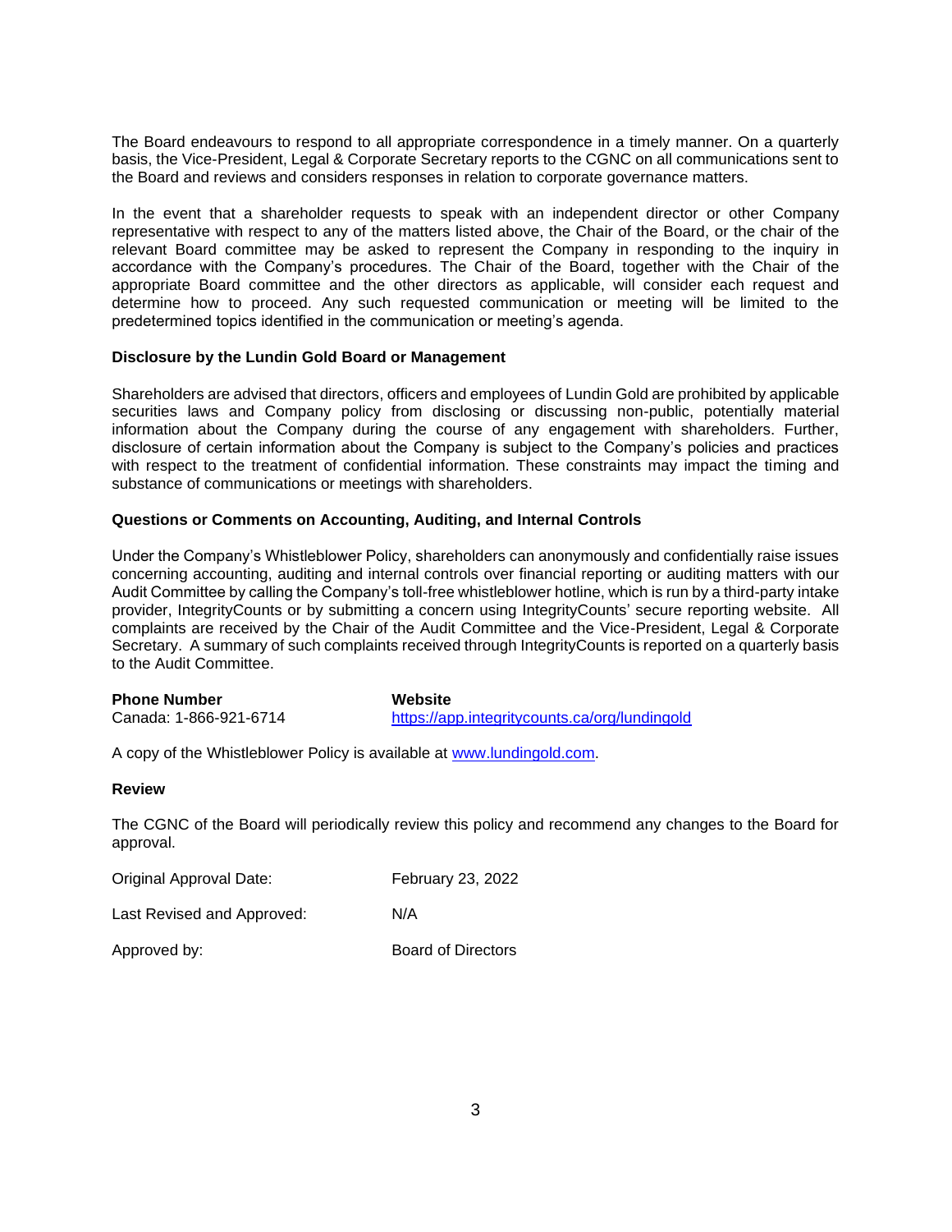The Board endeavours to respond to all appropriate correspondence in a timely manner. On a quarterly basis, the Vice-President, Legal & Corporate Secretary reports to the CGNC on all communications sent to the Board and reviews and considers responses in relation to corporate governance matters.

In the event that a shareholder requests to speak with an independent director or other Company representative with respect to any of the matters listed above, the Chair of the Board, or the chair of the relevant Board committee may be asked to represent the Company in responding to the inquiry in accordance with the Company's procedures. The Chair of the Board, together with the Chair of the appropriate Board committee and the other directors as applicable, will consider each request and determine how to proceed. Any such requested communication or meeting will be limited to the predetermined topics identified in the communication or meeting's agenda.

**Disclosure by the Lundin Gold Board or Management**

Shareholders are advised that directors, officers and employees of Lundin Gold are prohibited by applicable securities laws and Company policy from disclosing or discussing non-public, potentially material information about the Company during the course of any engagement with shareholders. Further, disclosure of certain information about the Company is subject to the Company's policies and practices with respect to the treatment of confidential information. These constraints may impact the timing and substance of communications or meetings with shareholders.

**Questions or Comments on Accounting, Auditing, and Internal Controls**

Under the Company's Whistleblower Policy, shareholders can anonymously and confidentially raise issues concerning accounting, auditing and internal controls over financial reporting or auditing matters with our Audit Committee by calling the Company's toll-free whistleblower hotline, which is run by a third-party intake provider, IntegrityCounts or by submitting a concern using IntegrityCounts' secure reporting website. All complaints are received by the Chair of the Audit Committee and the Vice-President, Legal & Corporate Secretary. A summary of such complaints received through IntegrityCounts is reported on a quarterly basis to the Audit Committee.

| **Phone Number** | **Website** |
|---|---|
| Canada: 1-866-921-6714 | https://app.integritycounts.ca/org/lundingold |

A copy of the Whistleblower Policy is available at www.lundingold.com.

**Review**

The CGNC of the Board will periodically review this policy and recommend any changes to the Board for approval.

| | |
|---|---|
| Original Approval Date: | February 23, 2022 |
| Last Revised and Approved: | N/A |
| Approved by: | Board of Directors |